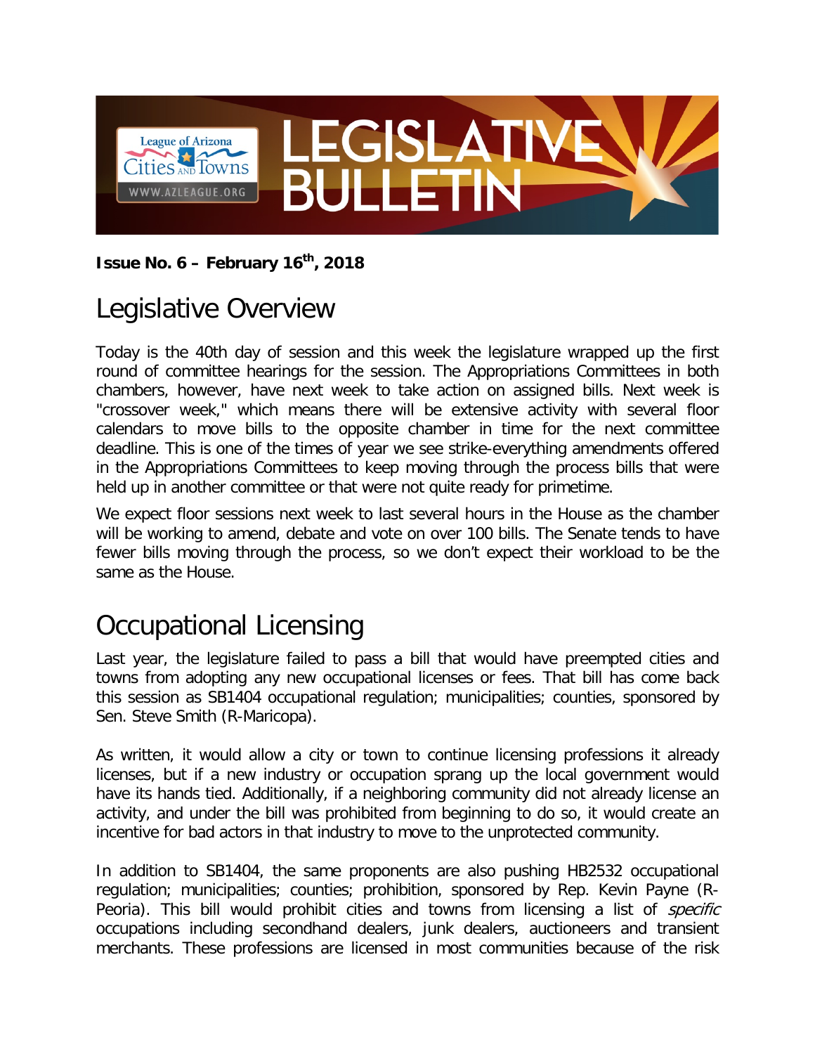# LEGISLATIVE BULLETIN

**Issue No. 6 – February 16th, 2018**

## Legislative Overview

Today is the 40th day of session and this week the legislature wrapped up the first round of committee hearings for the session. The Appropriations Committees in both chambers, however, have next week to take action on assigned bills. Next week is "crossover week," which means there will be extensive activity with several floor calendars to move bills to the opposite chamber in time for the next committee deadline. This is one of the times of year we see strike-everything amendments offered in the Appropriations Committees to keep moving through the process bills that were held up in another committee or that were not quite ready for primetime.

We expect floor sessions next week to last several hours in the House as the chamber will be working to amend, debate and vote on over 100 bills. The Senate tends to have fewer bills moving through the process, so we don't expect their workload to be the same as the House.

## Occupational Licensing

Last year, the legislature failed to pass a bill that would have preempted cities and towns from adopting any new occupational licenses or fees. That bill has come back this session as SB1404 occupational regulation; municipalities; counties, sponsored by Sen. Steve Smith (R-Maricopa).

As written, it would allow a city or town to continue licensing professions it already licenses, but if a new industry or occupation sprang up the local government would have its hands tied. Additionally, if a neighboring community did not already license an activity, and under the bill was prohibited from beginning to do so, it would create an incentive for bad actors in that industry to move to the unprotected community.

In addition to SB1404, the same proponents are also pushing HB2532 occupational regulation; municipalities; counties; prohibition, sponsored by Rep. Kevin Payne (R-Peoria). This bill would prohibit cities and towns from licensing a list of *specific* occupations including secondhand dealers, junk dealers, auctioneers and transient merchants. These professions are licensed in most communities because of the risk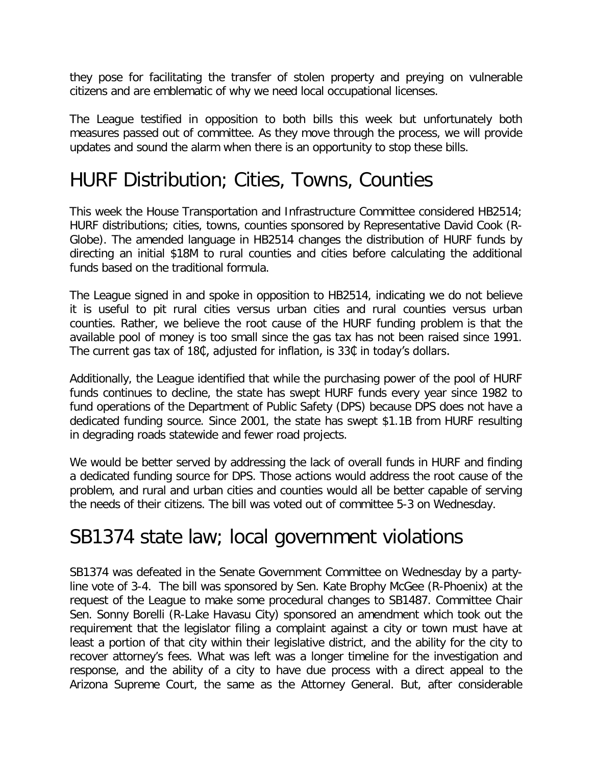they pose for facilitating the transfer of stolen property and preying on vulnerable citizens and are emblematic of why we need local occupational licenses.

The League testified in opposition to both bills this week but unfortunately both measures passed out of committee. As they move through the process, we will provide updates and sound the alarm when there is an opportunity to stop these bills.

# HURF Distribution; Cities, Towns, Counties

This week the House Transportation and Infrastructure Committee considered HB2514; HURF distributions; cities, towns, counties sponsored by Representative David Cook (R-Globe). The amended language in HB2514 changes the distribution of HURF funds by directing an initial $18M to rural counties and cities before calculating the additional funds based on the traditional formula.

The League signed in and spoke in opposition to HB2514, indicating we do not believe it is useful to pit rural cities versus urban cities and rural counties versus urban counties. Rather, we believe the root cause of the HURF funding problem is that the available pool of money is too small since the gas tax has not been raised since 1991. The current gas tax of 18₵, adjusted for inflation, is 33₵ in today's dollars.

Additionally, the League identified that while the purchasing power of the pool of HURF funds continues to decline, the state has swept HURF funds every year since 1982 to fund operations of the Department of Public Safety (DPS) because DPS does not have a dedicated funding source. Since 2001, the state has swept $1.1B from HURF resulting in degrading roads statewide and fewer road projects.

We would be better served by addressing the lack of overall funds in HURF and finding a dedicated funding source for DPS. Those actions would address the root cause of the problem, and rural and urban cities and counties would all be better capable of serving the needs of their citizens. The bill was voted out of committee 5-3 on Wednesday.

# SB1374 state law; local government violations

SB1374 was defeated in the Senate Government Committee on Wednesday by a party-line vote of 3-4. The bill was sponsored by Sen. Kate Brophy McGee (R-Phoenix) at the request of the League to make some procedural changes to SB1487. Committee Chair Sen. Sonny Borelli (R-Lake Havasu City) sponsored an amendment which took out the requirement that the legislator filing a complaint against a city or town must have at least a portion of that city within their legislative district, and the ability for the city to recover attorney's fees. What was left was a longer timeline for the investigation and response, and the ability of a city to have due process with a direct appeal to the Arizona Supreme Court, the same as the Attorney General. But, after considerable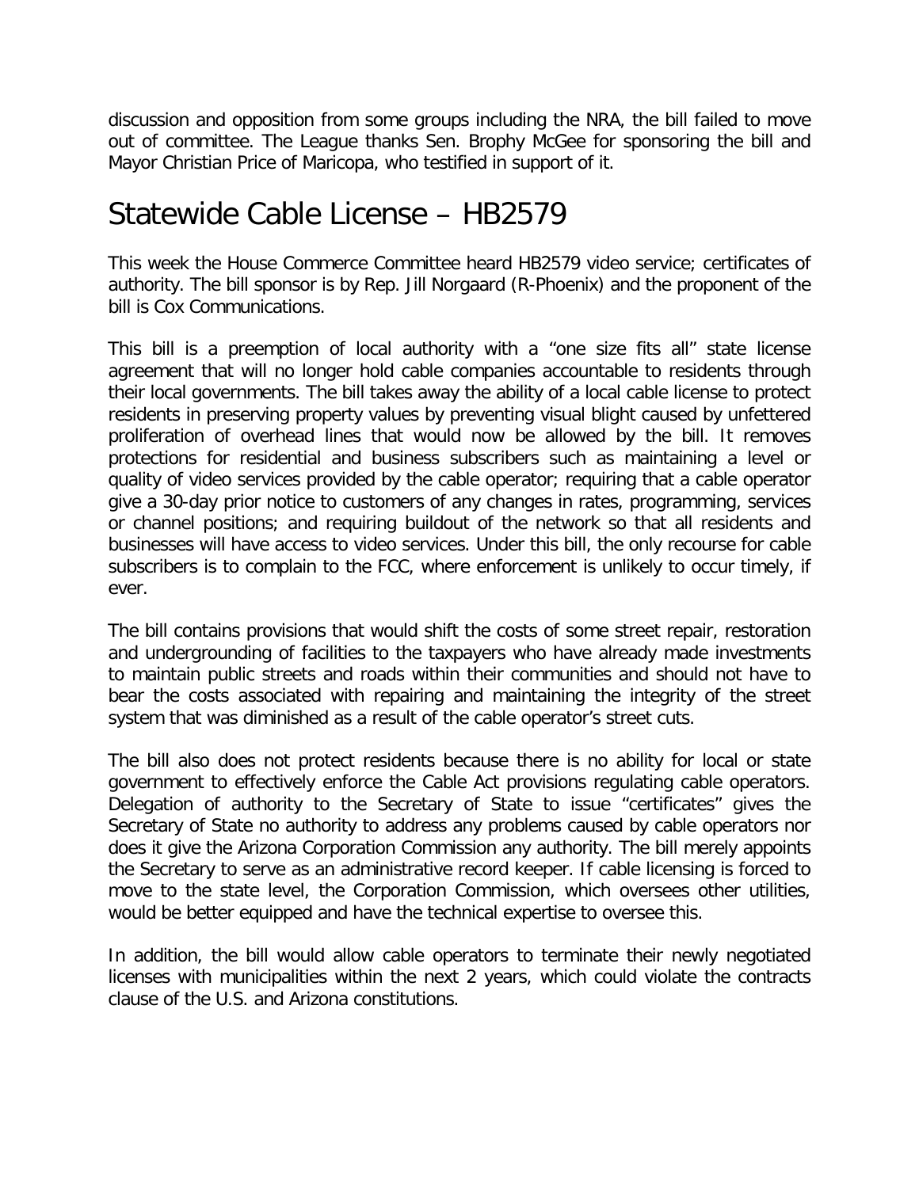discussion and opposition from some groups including the NRA, the bill failed to move out of committee. The League thanks Sen. Brophy McGee for sponsoring the bill and Mayor Christian Price of Maricopa, who testified in support of it.

## Statewide Cable License – HB2579

This week the House Commerce Committee heard HB2579 video service; certificates of authority. The bill sponsor is by Rep. Jill Norgaard (R-Phoenix) and the proponent of the bill is Cox Communications.

This bill is a preemption of local authority with a "one size fits all" state license agreement that will no longer hold cable companies accountable to residents through their local governments. The bill takes away the ability of a local cable license to protect residents in preserving property values by preventing visual blight caused by unfettered proliferation of overhead lines that would now be allowed by the bill. It removes protections for residential and business subscribers such as maintaining a level or quality of video services provided by the cable operator; requiring that a cable operator give a 30-day prior notice to customers of any changes in rates, programming, services or channel positions; and requiring buildout of the network so that all residents and businesses will have access to video services. Under this bill, the only recourse for cable subscribers is to complain to the FCC, where enforcement is unlikely to occur timely, if ever.

The bill contains provisions that would shift the costs of some street repair, restoration and undergrounding of facilities to the taxpayers who have already made investments to maintain public streets and roads within their communities and should not have to bear the costs associated with repairing and maintaining the integrity of the street system that was diminished as a result of the cable operator's street cuts.

The bill also does not protect residents because there is no ability for local or state government to effectively enforce the Cable Act provisions regulating cable operators. Delegation of authority to the Secretary of State to issue "certificates" gives the Secretary of State no authority to address any problems caused by cable operators nor does it give the Arizona Corporation Commission any authority. The bill merely appoints the Secretary to serve as an administrative record keeper. If cable licensing is forced to move to the state level, the Corporation Commission, which oversees other utilities, would be better equipped and have the technical expertise to oversee this.

In addition, the bill would allow cable operators to terminate their newly negotiated licenses with municipalities within the next 2 years, which could violate the contracts clause of the U.S. and Arizona constitutions.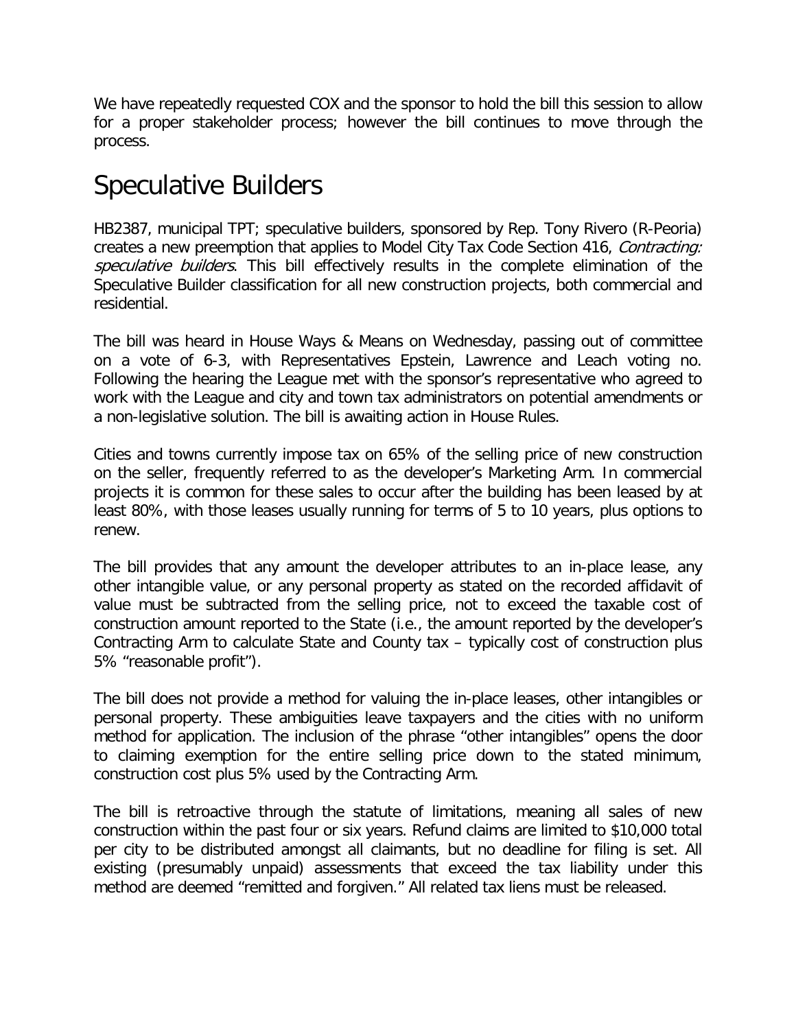We have repeatedly requested COX and the sponsor to hold the bill this session to allow for a proper stakeholder process; however the bill continues to move through the process.

# Speculative Builders

HB2387, municipal TPT; speculative builders, sponsored by Rep. Tony Rivero (R-Peoria) creates a new preemption that applies to Model City Tax Code Section 416, *Contracting: speculative builders*. This bill effectively results in the complete elimination of the Speculative Builder classification for all new construction projects, both commercial and residential.

The bill was heard in House Ways & Means on Wednesday, passing out of committee on a vote of 6-3, with Representatives Epstein, Lawrence and Leach voting no. Following the hearing the League met with the sponsor's representative who agreed to work with the League and city and town tax administrators on potential amendments or a non-legislative solution. The bill is awaiting action in House Rules.

Cities and towns currently impose tax on 65% of the selling price of new construction on the seller, frequently referred to as the developer's Marketing Arm. In commercial projects it is common for these sales to occur after the building has been leased by at least 80%, with those leases usually running for terms of 5 to 10 years, plus options to renew.

The bill provides that any amount the developer attributes to an in-place lease, any other intangible value, or any personal property as stated on the recorded affidavit of value must be subtracted from the selling price, not to exceed the taxable cost of construction amount reported to the State (i.e., the amount reported by the developer's Contracting Arm to calculate State and County tax – typically cost of construction plus 5% "reasonable profit").

The bill does not provide a method for valuing the in-place leases, other intangibles or personal property. These ambiguities leave taxpayers and the cities with no uniform method for application. The inclusion of the phrase "other intangibles" opens the door to claiming exemption for the entire selling price down to the stated minimum, construction cost plus 5% used by the Contracting Arm.

The bill is retroactive through the statute of limitations, meaning all sales of new construction within the past four or six years. Refund claims are limited to $10,000 total per city to be distributed amongst all claimants, but no deadline for filing is set. All existing (presumably unpaid) assessments that exceed the tax liability under this method are deemed "remitted and forgiven." All related tax liens must be released.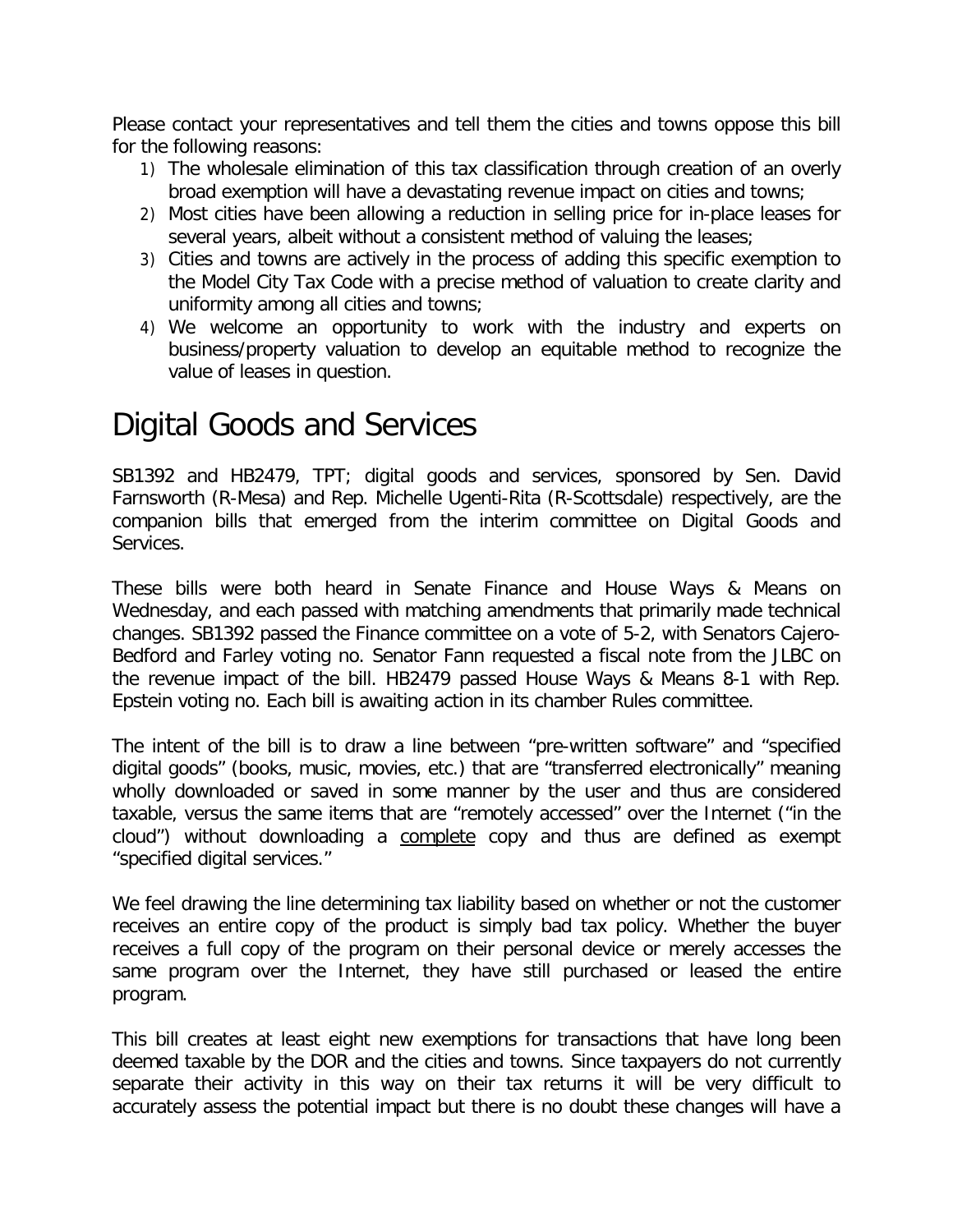Please contact your representatives and tell them the cities and towns oppose this bill for the following reasons:

1) The wholesale elimination of this tax classification through creation of an overly broad exemption will have a devastating revenue impact on cities and towns;
2) Most cities have been allowing a reduction in selling price for in-place leases for several years, albeit without a consistent method of valuing the leases;
3) Cities and towns are actively in the process of adding this specific exemption to the Model City Tax Code with a precise method of valuation to create clarity and uniformity among all cities and towns;
4) We welcome an opportunity to work with the industry and experts on business/property valuation to develop an equitable method to recognize the value of leases in question.

# Digital Goods and Services

SB1392 and HB2479, TPT; digital goods and services, sponsored by Sen. David Farnsworth (R-Mesa) and Rep. Michelle Ugenti-Rita (R-Scottsdale) respectively, are the companion bills that emerged from the interim committee on Digital Goods and Services.

These bills were both heard in Senate Finance and House Ways & Means on Wednesday, and each passed with matching amendments that primarily made technical changes. SB1392 passed the Finance committee on a vote of 5-2, with Senators Cajero-Bedford and Farley voting no. Senator Fann requested a fiscal note from the JLBC on the revenue impact of the bill. HB2479 passed House Ways & Means 8-1 with Rep. Epstein voting no. Each bill is awaiting action in its chamber Rules committee.

The intent of the bill is to draw a line between "pre-written software" and "specified digital goods" (books, music, movies, etc.) that are "transferred electronically" meaning wholly downloaded or saved in some manner by the user and thus are considered taxable, versus the same items that are "remotely accessed" over the Internet ("in the cloud") without downloading a <u>complete</u> copy and thus are defined as exempt "specified digital services."

We feel drawing the line determining tax liability based on whether or not the customer receives an entire copy of the product is simply bad tax policy. Whether the buyer receives a full copy of the program on their personal device or merely accesses the same program over the Internet, they have still purchased or leased the entire program.

This bill creates at least eight new exemptions for transactions that have long been deemed taxable by the DOR and the cities and towns. Since taxpayers do not currently separate their activity in this way on their tax returns it will be very difficult to accurately assess the potential impact but there is no doubt these changes will have a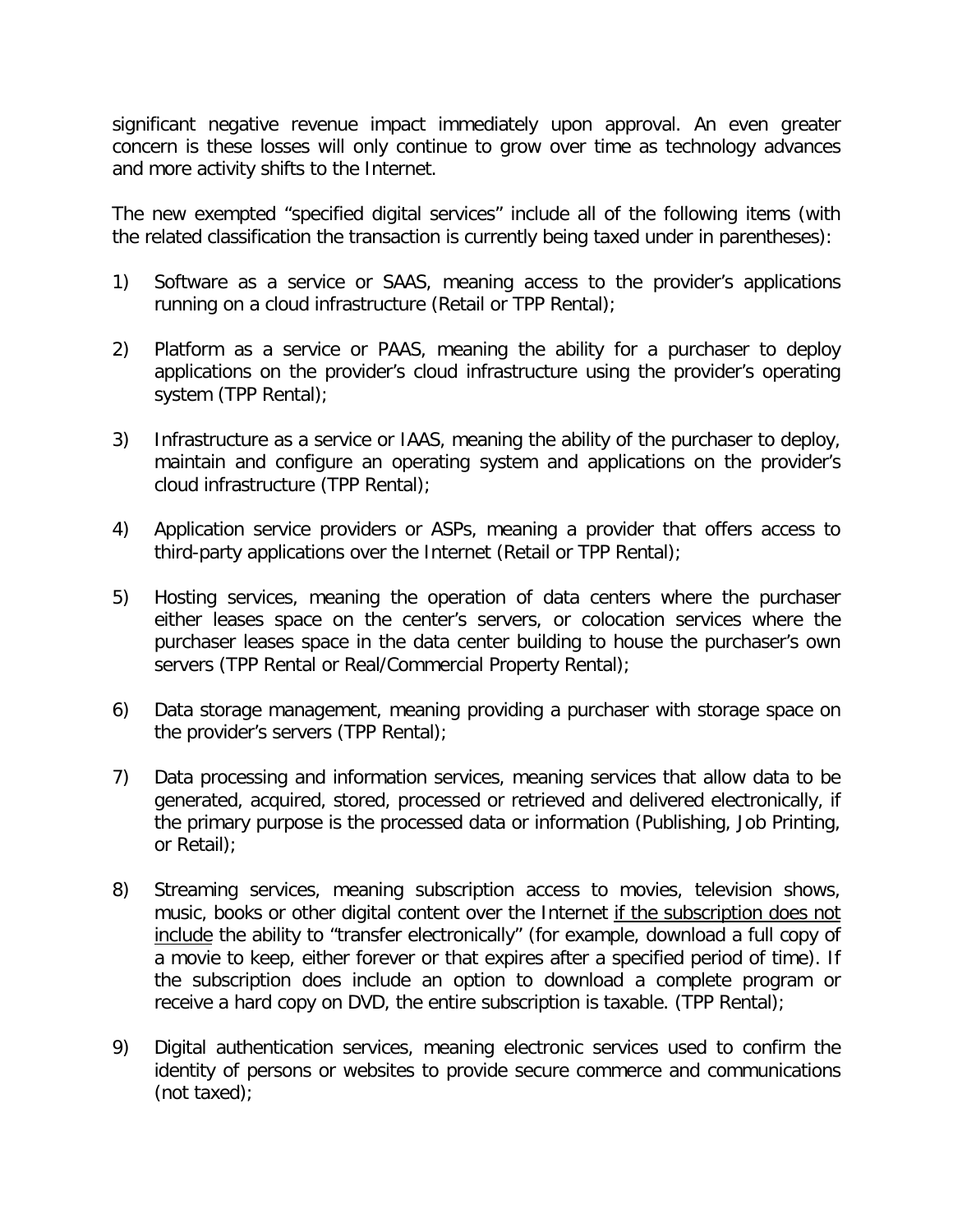significant negative revenue impact immediately upon approval. An even greater concern is these losses will only continue to grow over time as technology advances and more activity shifts to the Internet.

The new exempted "specified digital services" include all of the following items (with the related classification the transaction is currently being taxed under in parentheses):

1) Software as a service or SAAS, meaning access to the provider's applications running on a cloud infrastructure (Retail or TPP Rental);

2) Platform as a service or PAAS, meaning the ability for a purchaser to deploy applications on the provider's cloud infrastructure using the provider's operating system (TPP Rental);

3) Infrastructure as a service or IAAS, meaning the ability of the purchaser to deploy, maintain and configure an operating system and applications on the provider's cloud infrastructure (TPP Rental);

4) Application service providers or ASPs, meaning a provider that offers access to third-party applications over the Internet (Retail or TPP Rental);

5) Hosting services, meaning the operation of data centers where the purchaser either leases space on the center's servers, or colocation services where the purchaser leases space in the data center building to house the purchaser's own servers (TPP Rental or Real/Commercial Property Rental);

6) Data storage management, meaning providing a purchaser with storage space on the provider's servers (TPP Rental);

7) Data processing and information services, meaning services that allow data to be generated, acquired, stored, processed or retrieved and delivered electronically, if the primary purpose is the processed data or information (Publishing, Job Printing, or Retail);

8) Streaming services, meaning subscription access to movies, television shows, music, books or other digital content over the Internet <u>if the subscription does not include</u> the ability to "transfer electronically" (for example, download a full copy of a movie to keep, either forever or that expires after a specified period of time). If the subscription does include an option to download a complete program or receive a hard copy on DVD, the entire subscription is taxable. (TPP Rental);

9) Digital authentication services, meaning electronic services used to confirm the identity of persons or websites to provide secure commerce and communications (not taxed);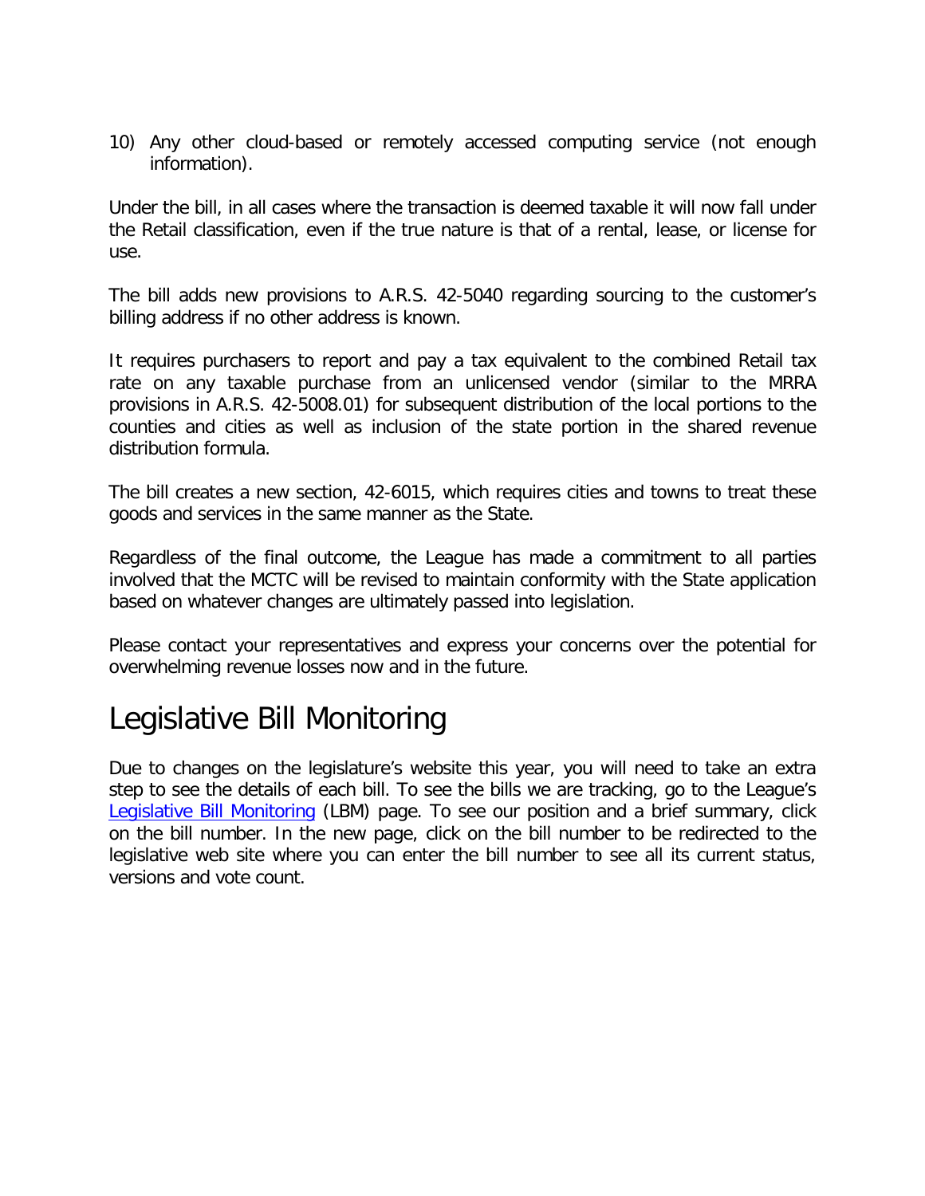10) Any other cloud-based or remotely accessed computing service (not enough information).

Under the bill, in all cases where the transaction is deemed taxable it will now fall under the Retail classification, even if the true nature is that of a rental, lease, or license for use.

The bill adds new provisions to A.R.S. 42-5040 regarding sourcing to the customer's billing address if no other address is known.

It requires purchasers to report and pay a tax equivalent to the combined Retail tax rate on any taxable purchase from an unlicensed vendor (similar to the MRRA provisions in A.R.S. 42-5008.01) for subsequent distribution of the local portions to the counties and cities as well as inclusion of the state portion in the shared revenue distribution formula.

The bill creates a new section, 42-6015, which requires cities and towns to treat these goods and services in the same manner as the State.

Regardless of the final outcome, the League has made a commitment to all parties involved that the MCTC will be revised to maintain conformity with the State application based on whatever changes are ultimately passed into legislation.

Please contact your representatives and express your concerns over the potential for overwhelming revenue losses now and in the future.

# Legislative Bill Monitoring

Due to changes on the legislature's website this year, you will need to take an extra step to see the details of each bill. To see the bills we are tracking, go to the League's Legislative Bill Monitoring (LBM) page. To see our position and a brief summary, click on the bill number. In the new page, click on the bill number to be redirected to the legislative web site where you can enter the bill number to see all its current status, versions and vote count.